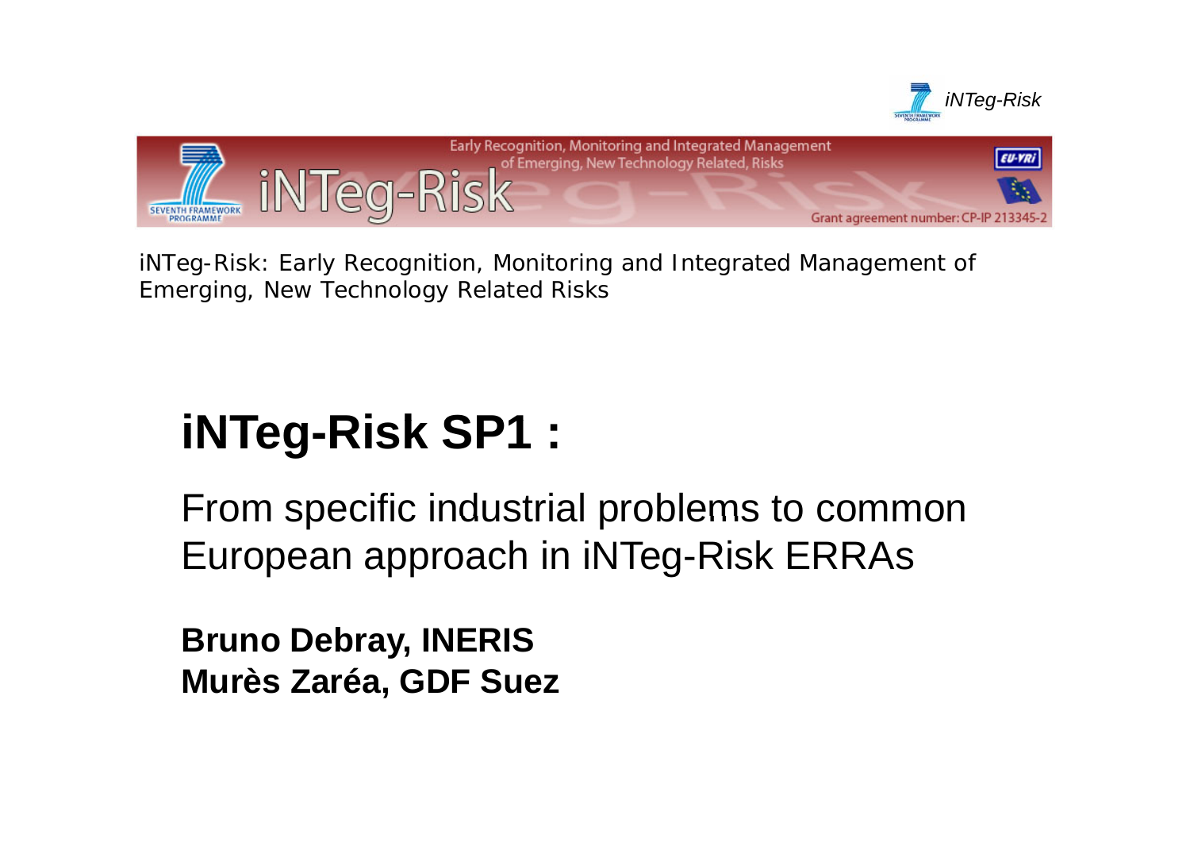iNTeg-Risk: Early Recognition, Monitoring and Integrated Management of Emerging, New Technology Related Risks

# iNTeg-Risk SP1 :

From specific industrial problems to common European approach in iNTeg-Risk ERRAs

**Bruno Debray, INERIS**
**Murès Zaréa, GDF Suez**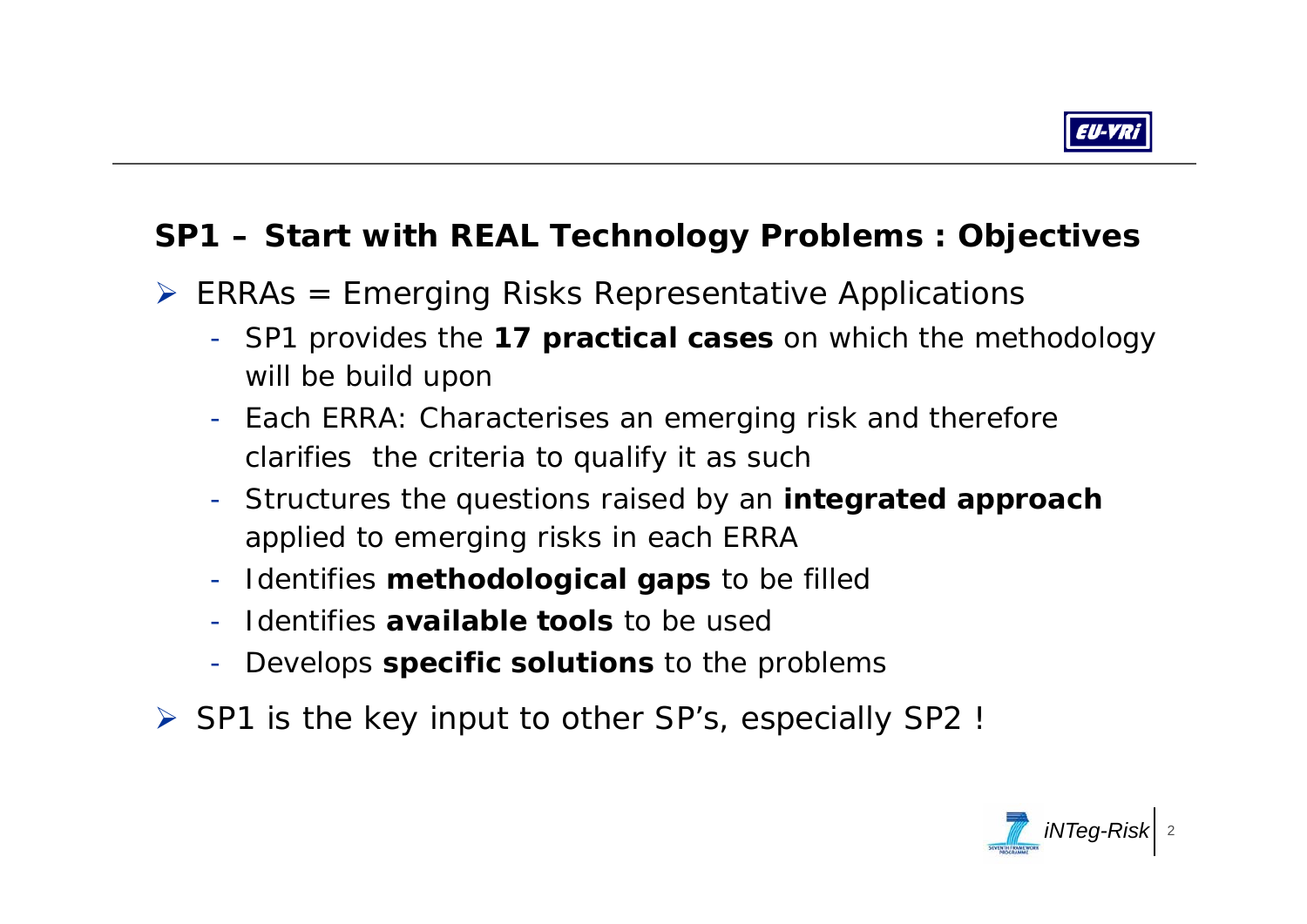## SP1 – Start with REAL Technology Problems : Objectives

- ERRAs = Emerging Risks Representative Applications
  - SP1 provides the **17 practical cases** on which the methodology will be build upon
  - Each ERRA: Characterises an emerging risk and therefore clarifies the criteria to qualify it as such
  - Structures the questions raised by an **integrated approach** applied to emerging risks in each ERRA
  - Identifies **methodological gaps** to be filled
  - Identifies **available tools** to be used
  - Develops **specific solutions** to the problems
- SP1 is the key input to other SP's, especially SP2 !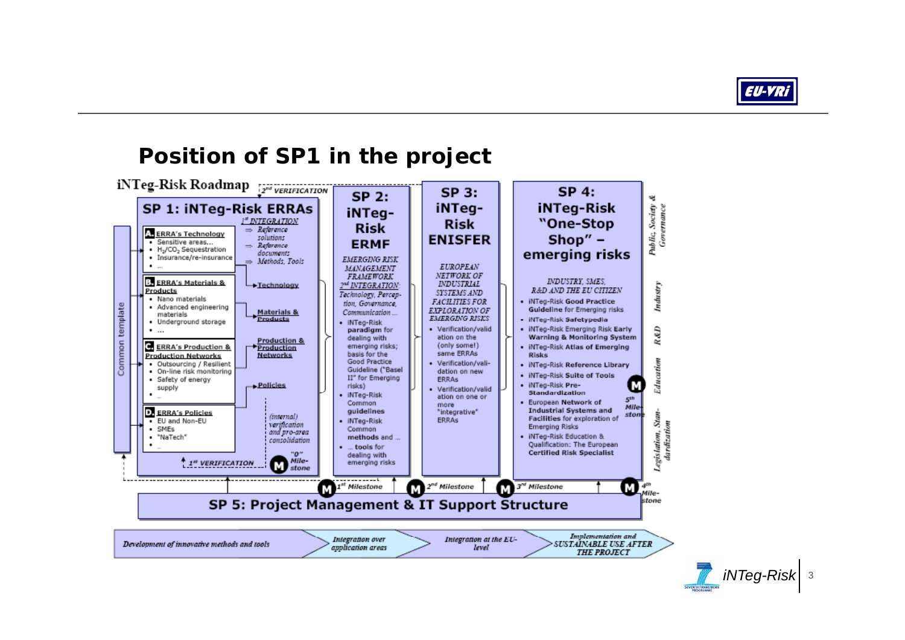# Position of SP1 in the project

iNTeg-Risk Roadmap

*2nd VERIFICATION*

## SP 1: iNTeg-Risk ERRAs

*1st INTEGRATION*
- ⇒ *Reference solutions*
- ⇒ *Reference documents*
- ⇒ *Methods, Tools*

**A. ERRA's Technology**
- Sensitive areas...
- $H_2$/$CO_2$ Sequestration
- Insurance/re-insurance
- ...

→ Technology

**B. ERRA's Materials & Products**
- Nano materials
- Advanced engineering materials
- Underground storage
- ...

→ Materials & Products

**C. ERRA's Production & Production Networks**
- Outsourcing / Resilient
- On-line risk monitoring
- Safety of energy supply
- ...

→ Production & Production Networks

**D. ERRA's Policies**
- EU and Non-EU
- SMEs
- "NaTech"
- ...

→ Policies

*(internal) verification and pro-area consolidation*

*1st VERIFICATION* — M "0" Milestone

Common template

## SP 2: iNTeg-Risk ERMF

*EMERGING RISK MANAGEMENT FRAMEWORK*

*2nd INTEGRATION: Technology, Perception, Governance, Communication ...*

- iNTeg-Risk paradigm for dealing with emerging risks; basis for the Good Practice Guideline ("Basel II" for Emerging risks)
- iNTeg-Risk Common guidelines
- iNTeg-Risk Common methods and ...
- ... tools for dealing with emerging risks

## SP 3: iNTeg-Risk ENISFER

*EUROPEAN NETWORK OF INDUSTRIAL SYSTEMS AND FACILITIES FOR EXPLORATION OF EMERGING RISKS*

- Verification/validation on the (only some!) same ERRAs
- Verification/validation on new ERRAs
- Verification/validation on one or more "integrative" ERRAs

## SP 4: iNTeg-Risk "One-Stop Shop" – emerging risks

*INDUSTRY, SMES, R&D AND THE EU CITIZEN*

- iNTeg-Risk **Good Practice Guideline** for Emerging risks
- iNTeg-Risk **Safetypedia**
- iNTeg-Risk **Emerging Risk Early Warning & Monitoring System**
- iNTeg-Risk **Atlas of Emerging Risks**
- iNTeg-Risk **Reference Library**
- iNTeg-Risk **Suite of Tools**
- iNTeg-Risk **Pre-Standardization**
- **European Network of Industrial Systems and Facilities for exploration of Emerging Risks**
- iNTeg-Risk **Education & Qualification: The European Certified Risk Specialist**

M 5th Milestone

*Public, Society & Governance* | *Industry* | *R&D* | *Education* | *Legislation, Standardization*

M 1st Milestone — M 2nd Milestone — M 3rd Milestone — M 4th Milestone

## SP 5: Project Management & IT Support Structure

*Development of innovative methods and tools* → *Integration over application areas* → *Integration at the EU-level* → *Implementation and SUSTAINABLE USE AFTER THE PROJECT*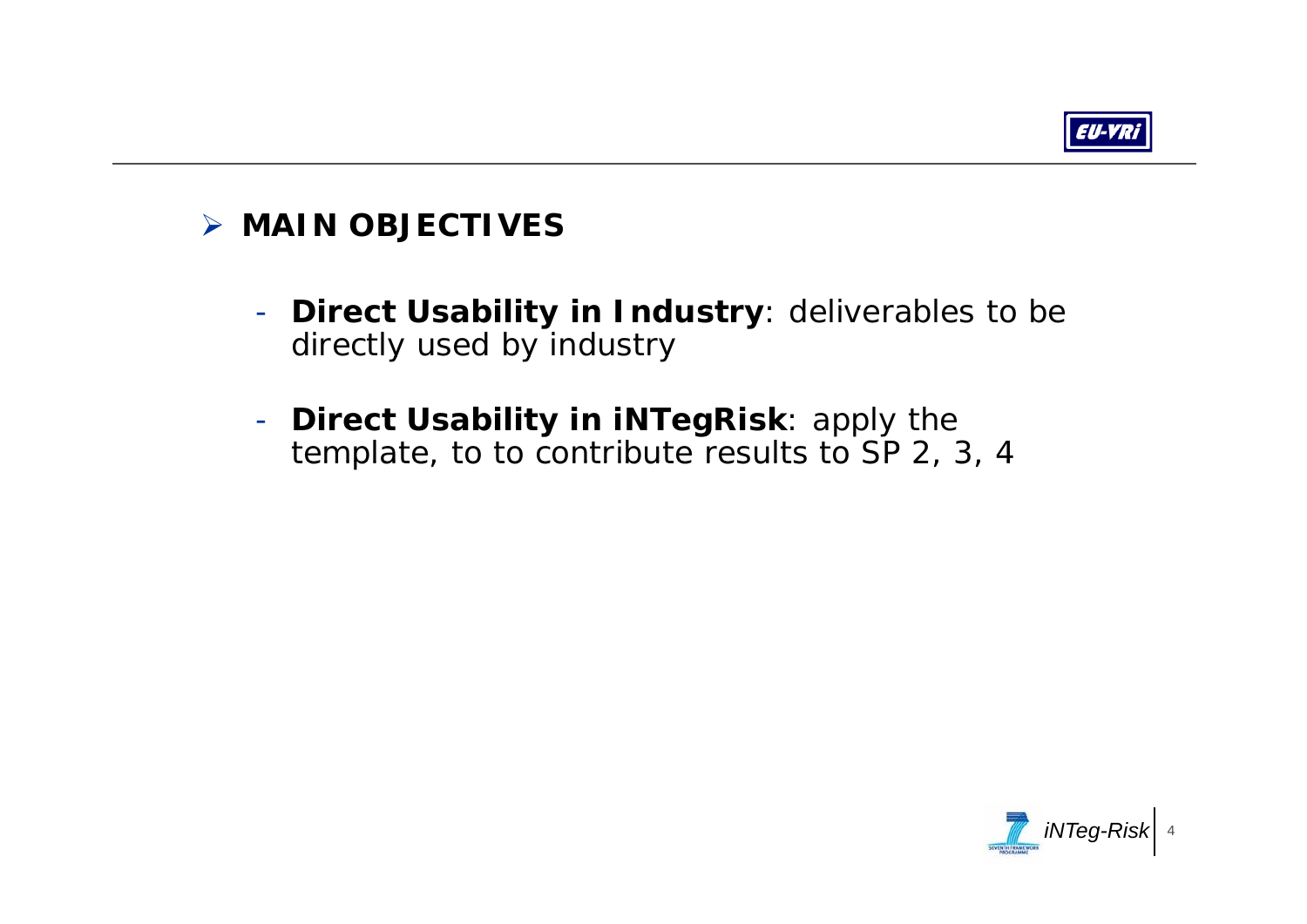## MAIN OBJECTIVES

- **Direct Usability in Industry**: deliverables to be directly used by industry
- **Direct Usability in iNTegRisk**: apply the template, to to contribute results to SP 2, 3, 4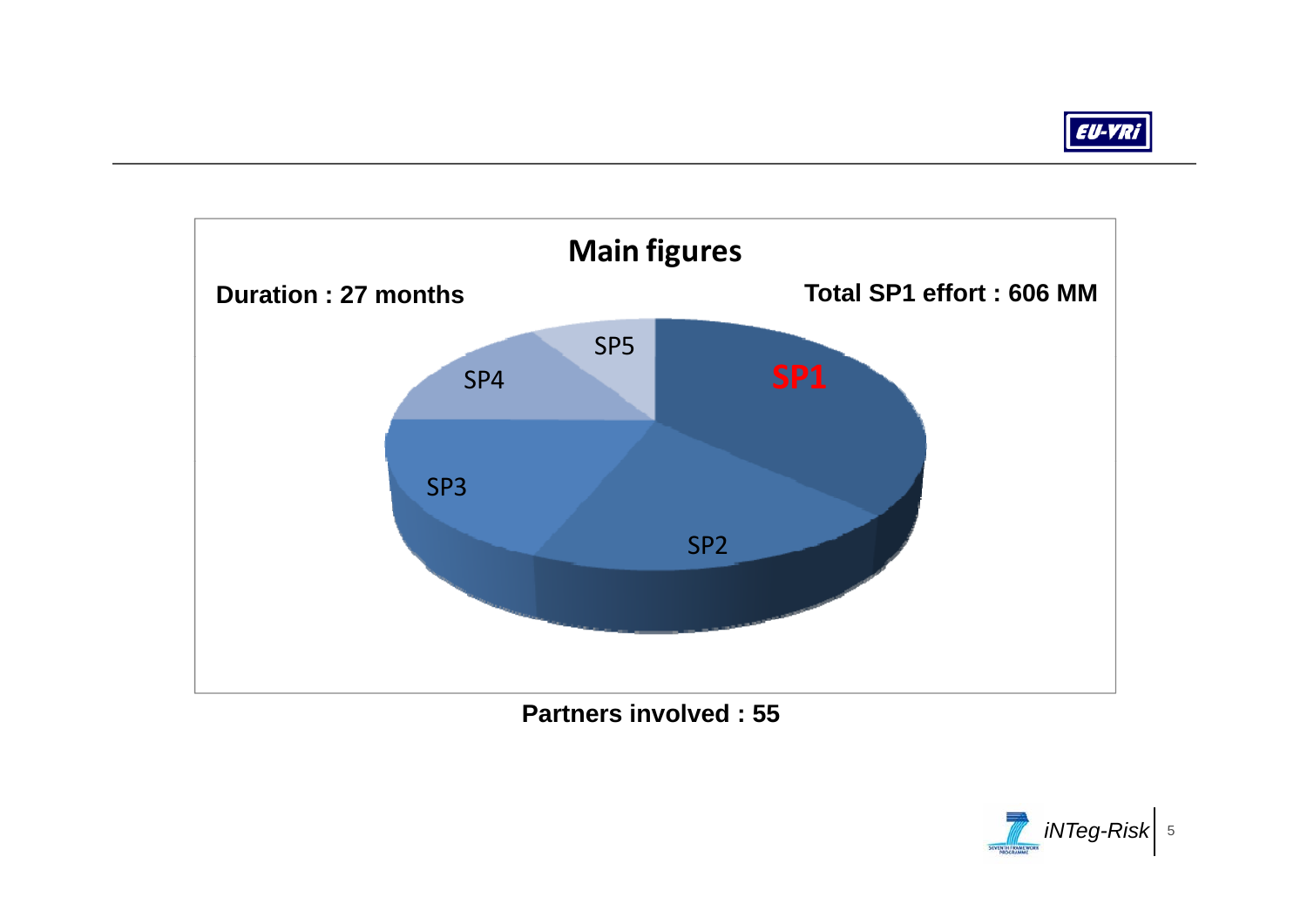## Main figures

**Duration : 27 months**

**Total SP1 effort : 606 MM**

SP1

SP2

SP3

SP4

SP5

**Partners involved : 55**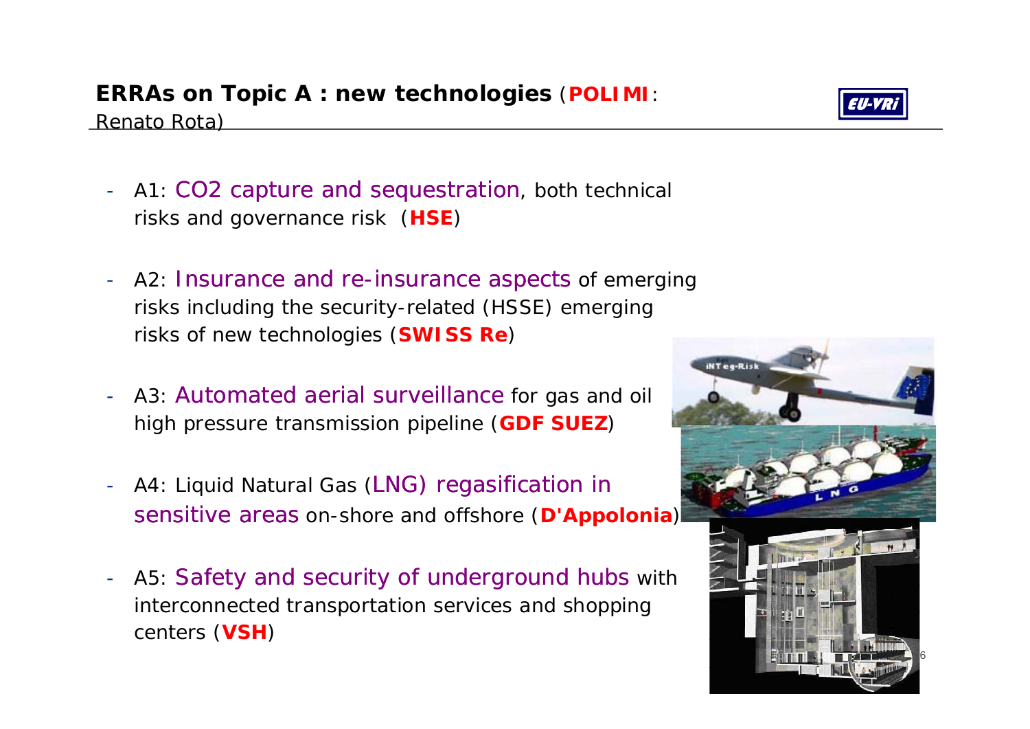## **ERRAs on Topic A : new technologies** (**POLIMI**: Renato Rota)

- A1: CO2 capture and sequestration, both technical risks and governance risk (**HSE**)
- A2: Insurance and re-insurance aspects of emerging risks including the security-related (HSSE) emerging risks of new technologies (**SWISS Re**)
- A3: Automated aerial surveillance for gas and oil high pressure transmission pipeline (**GDF SUEZ**)
- A4: Liquid Natural Gas (LNG) regasification in sensitive areas on-shore and offshore (**D'Appolonia**)
- A5: Safety and security of underground hubs with interconnected transportation services and shopping centers (**VSH**)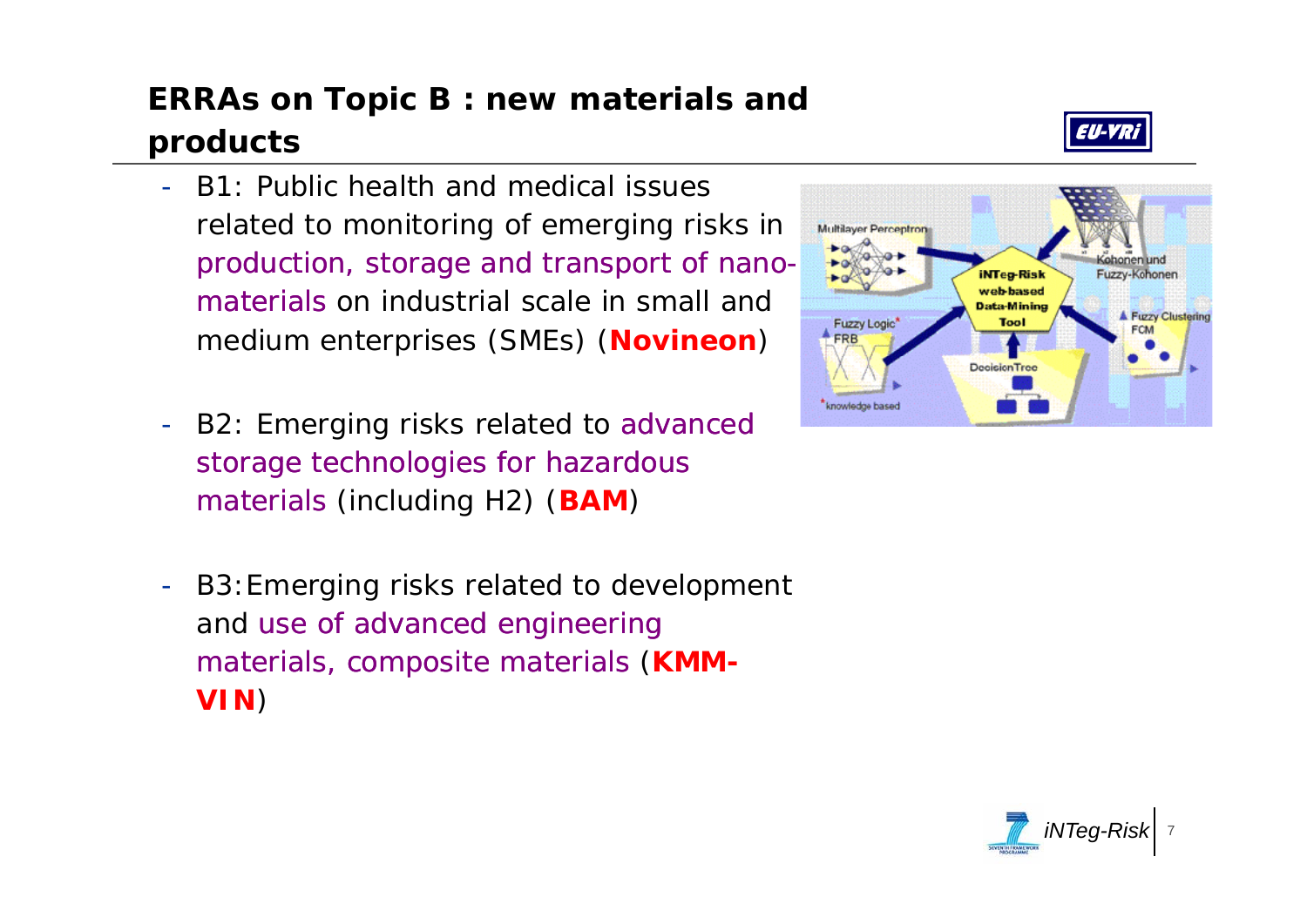## ERRAs on Topic B : new materials and products

- B1: Public health and medical issues related to monitoring of emerging risks in production, storage and transport of nano-materials on industrial scale in small and medium enterprises (SMEs) (**Novineon**)
- B2: Emerging risks related to advanced storage technologies for hazardous materials (including H2) (**BAM**)
- B3: Emerging risks related to development and use of advanced engineering materials, composite materials (**KMM-VIN**)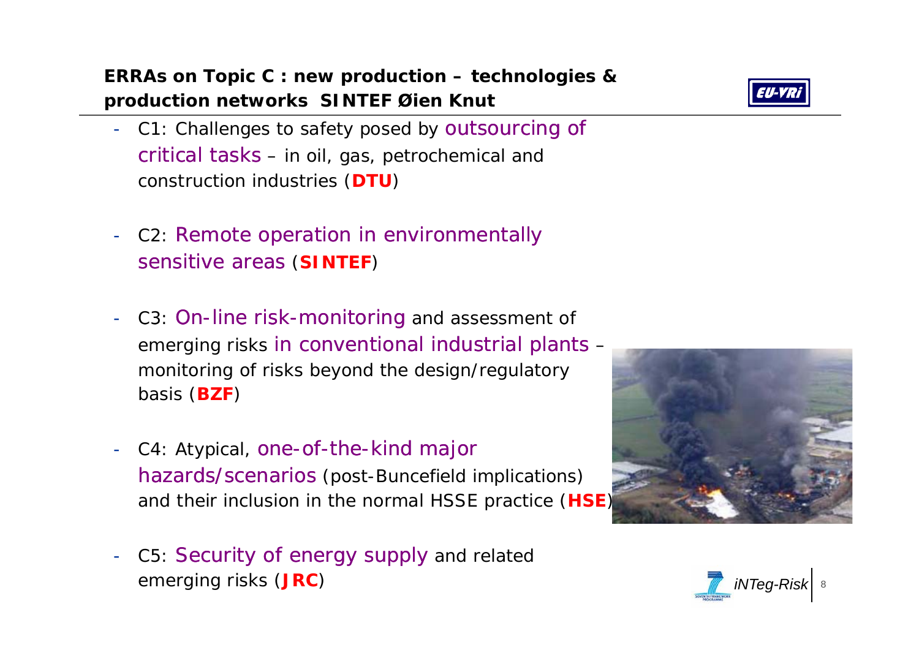## ERRAs on Topic C : new production – technologies & production networks SINTEF Øien Knut

- C1: Challenges to safety posed by outsourcing of critical tasks – in oil, gas, petrochemical and construction industries (**DTU**)
- C2: Remote operation in environmentally sensitive areas (**SINTEF**)
- C3: On-line risk-monitoring and assessment of emerging risks in conventional industrial plants – monitoring of risks beyond the design/regulatory basis (**BZF**)
- C4: Atypical, one-of-the-kind major hazards/scenarios (post-Buncefield implications) and their inclusion in the normal HSSE practice (**HSE**)
- C5: Security of energy supply and related emerging risks (**JRC**)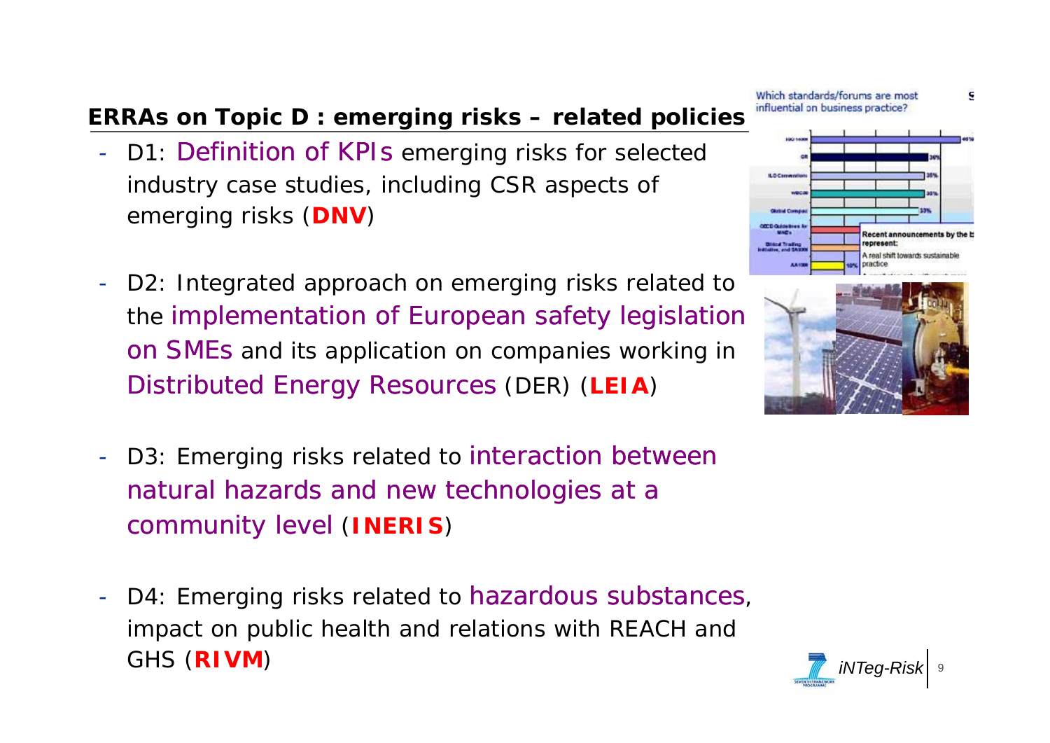## ERRAs on Topic D : emerging risks – related policies

- D1: Definition of KPIs emerging risks for selected industry case studies, including CSR aspects of emerging risks (**DNV**)

- D2: Integrated approach on emerging risks related to the implementation of European safety legislation on SMEs and its application on companies working in Distributed Energy Resources (DER) (**LEIA**)

- D3: Emerging risks related to interaction between natural hazards and new technologies at a community level (**INERIS**)

- D4: Emerging risks related to hazardous substances, impact on public health and relations with REACH and GHS (**RIVM**)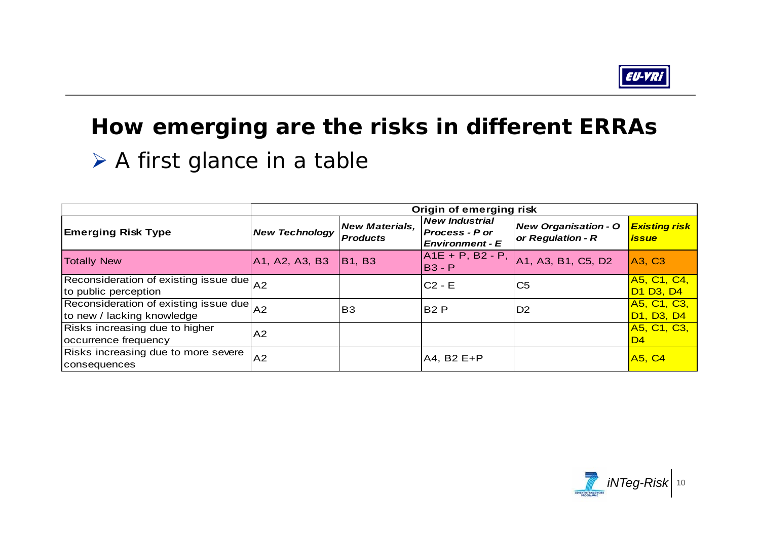# How emerging are the risks in different ERRAs

- A first glance in a table

| | Origin of emerging risk | | | | |
|---|---|---|---|---|---|
| **Emerging Risk Type** | ***New Technology*** | ***New Materials, Products*** | ***New Industrial Process - P or Environment - E*** | ***New Organisation - O or Regulation - R*** | ***Existing risk issue*** |
| Totally New | A1, A2, A3, B3 | B1, B3 | A1E + P, B2 - P, B3 - P | A1, A3, B1, C5, D2 | A3, C3 |
| Reconsideration of existing issue due to public perception | A2 | | C2 - E | C5 | A5, C1, C4, D1 D3, D4 |
| Reconsideration of existing issue due to new / lacking knowledge | A2 | B3 | B2 P | D2 | A5, C1, C3, D1, D3, D4 |
| Risks increasing due to higher occurrence frequency | A2 | | | | A5, C1, C3, D4 |
| Risks increasing due to more severe consequences | A2 | | A4, B2 E+P | | A5, C4 |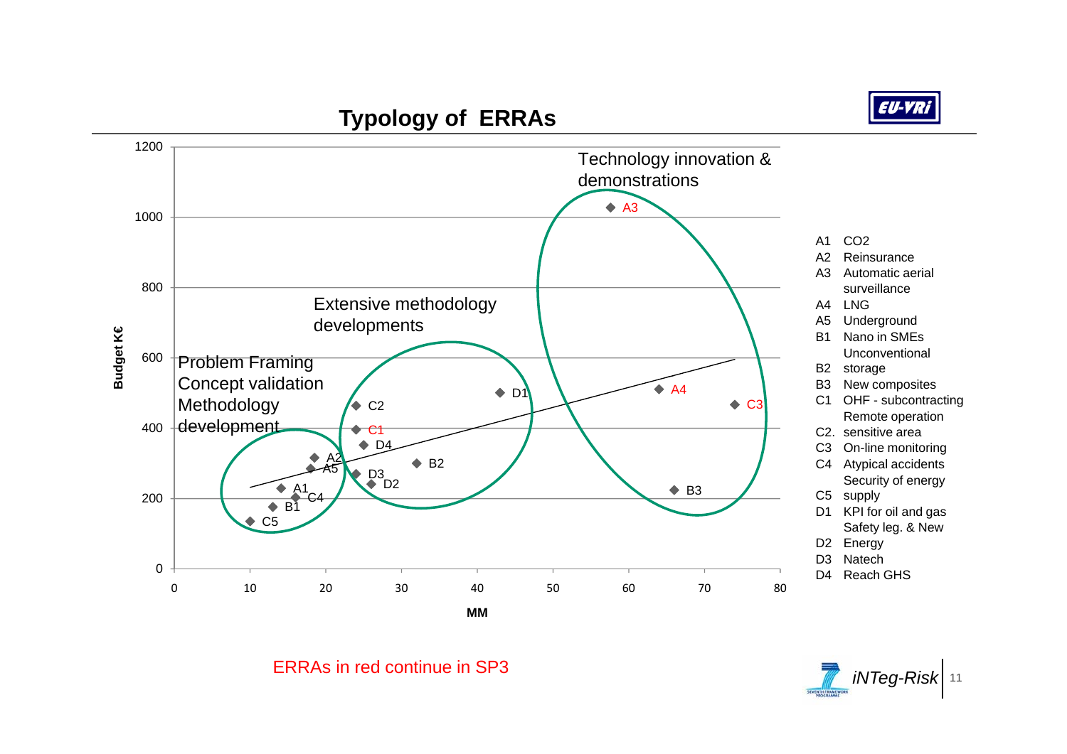# Typology of ERRAs

Budget K€ vs MM

Problem Framing
Concept validation
Methodology
development

Extensive methodology
developments

Technology innovation &
demonstrations

- A1 CO2
- A2 Reinsurance
- A3 Automatic aerial surveillance
- A4 LNG
- A5 Underground
- B1 Nano in SMEs
- B2 Unconventional storage
- B3 New composites
- C1 OHF - subcontracting
- C2. Remote operation sensitive area
- C3 On-line monitoring
- C4 Atypical accidents
- C5 Security of energy supply
- D1 KPI for oil and gas
- D2 Safety leg. & New Energy
- D3 Natech
- D4 Reach GHS

ERRAs in red continue in SP3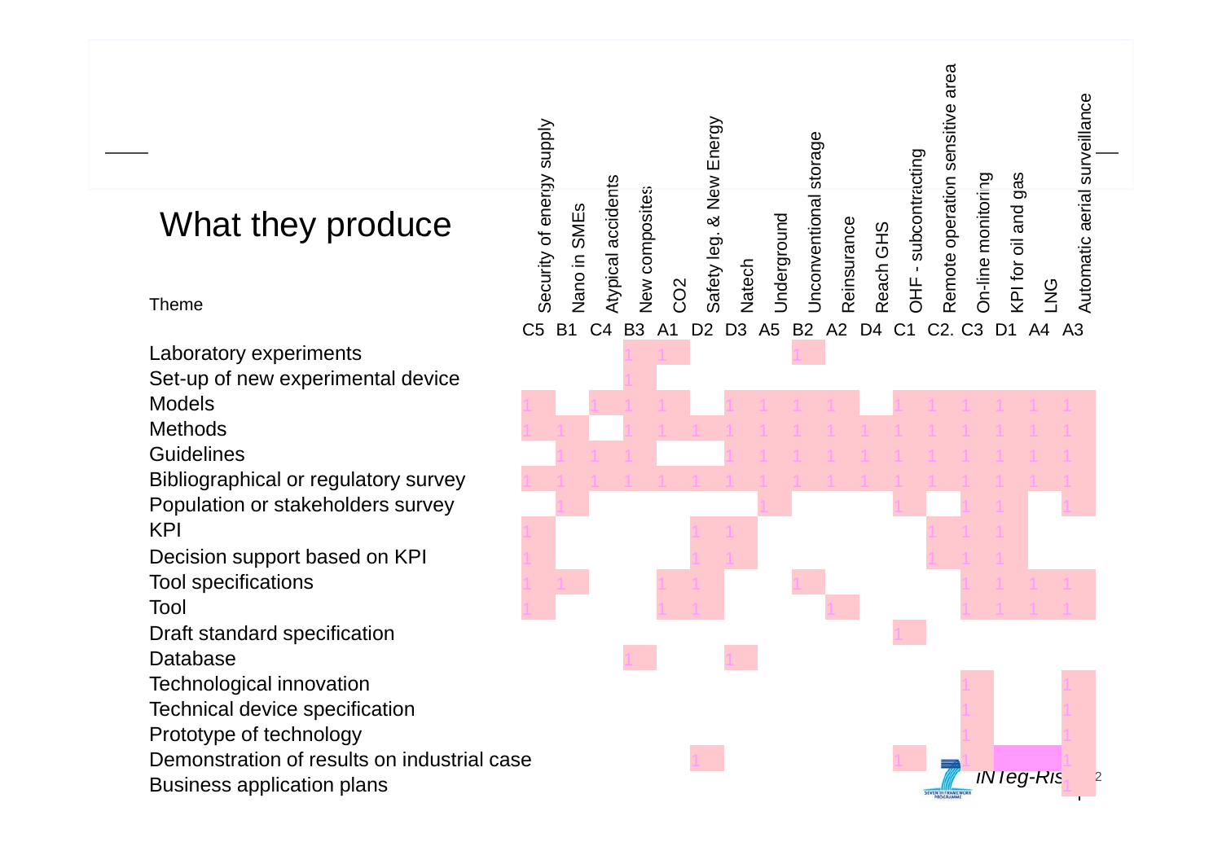## What they produce

| Theme | C5 Security of energy supply | B1 Nano in SMEs | C4 Atypical accidents | B3 New composites | A1 CO2 | D2 Safety leg. & New Energy | D3 Natech | A5 Underground | B2 Unconventional storage | A2 Reinsurance | D4 Reach GHS | C1 OHF - subcontracting | C2. Remote operation sensitive area | C3 On-line monitoring | D1 KPI for oil and gas | A4 LNG | A3 Automatic aerial surveillance |
|---|---|---|---|---|---|---|---|---|---|---|---|---|---|---|---|---|---|
| Laboratory experiments | | | | 1 | 1 | | | | 1 | | | | | | | | |
| Set-up of new experimental device | | | | 1 | | | | | | | | | | | | | |
| Models | 1 | | 1 | 1 | 1 | | 1 | 1 | 1 | 1 | | 1 | 1 | 1 | 1 | 1 | 1 |
| Methods | 1 | 1 | | 1 | 1 | 1 | 1 | 1 | 1 | 1 | 1 | 1 | 1 | 1 | 1 | 1 | 1 |
| Guidelines | | 1 | 1 | 1 | | | 1 | 1 | 1 | 1 | 1 | 1 | 1 | 1 | 1 | 1 | 1 |
| Bibliographical or regulatory survey | 1 | 1 | 1 | 1 | 1 | 1 | 1 | 1 | 1 | 1 | 1 | 1 | 1 | 1 | 1 | 1 | 1 |
| Population or stakeholders survey | | 1 | | | | | | 1 | | | | 1 | | 1 | 1 | | 1 |
| KPI | 1 | | | | | 1 | 1 | | | | | | 1 | 1 | 1 | | |
| Decision support based on KPI | 1 | | | | | 1 | 1 | | | | | | 1 | 1 | 1 | | |
| Tool specifications | 1 | 1 | | | 1 | 1 | | | 1 | | | | | 1 | 1 | 1 | 1 |
| Tool | 1 | | | | 1 | 1 | | | | 1 | | | | 1 | 1 | 1 | 1 |
| Draft standard specification | | | | | | | | | | | | 1 | | | | | |
| Database | | | | 1 | | | 1 | | | | | | | | | | |
| Technological innovation | | | | | | | | | | | | | | 1 | | | 1 |
| Technical device specification | | | | | | | | | | | | | | 1 | | | 1 |
| Prototype of technology | | | | | | | | | | | | | | 1 | | | 1 |
| Demonstration of results on industrial case | | | | | | 1 | | | | | | 1 | | 1 | | | 1 |
| Business application plans | | | | | | | | | | | | | | | | | 1 |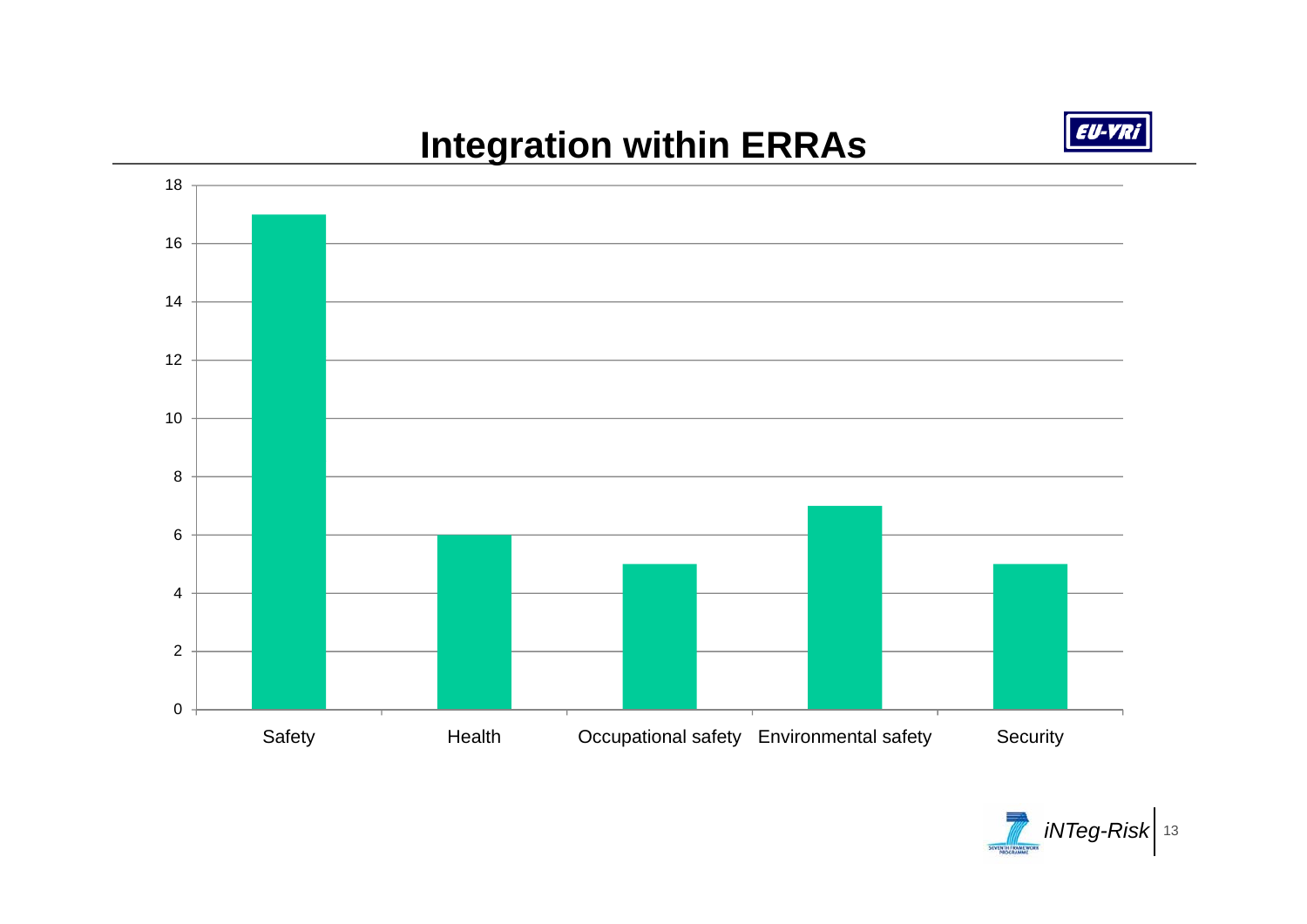# Integration within ERRAs

| Category | Value |
| --- | --- |
| Safety | 17 |
| Health | 6 |
| Occupational safety | 5 |
| Environmental safety | 7 |
| Security | 5 |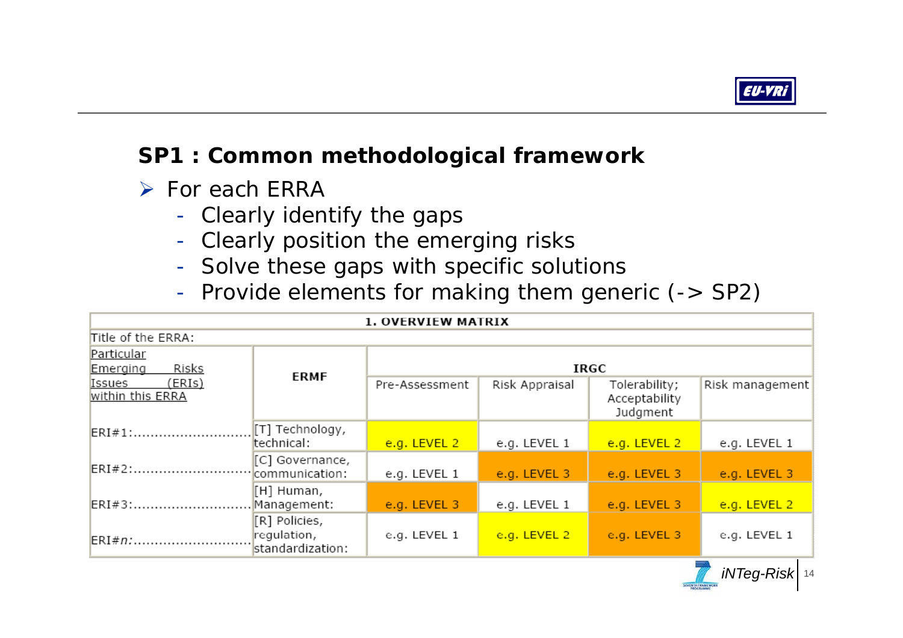## SP1 : Common methodological framework

- For each ERRA
  - Clearly identify the gaps
  - Clearly position the emerging risks
  - Solve these gaps with specific solutions
  - Provide elements for making them generic (-> SP2)

| 1. OVERVIEW MATRIX | | | | | |
|---|---|---|---|---|---|
| Title of the ERRA: | | | | | |
| Particular Emerging Risks Issues (ERIs) within this ERRA | ERMF | IRGC | | | |
| | | Pre-Assessment | Risk Appraisal | Tolerability; Acceptability Judgment | Risk management |
| ERI#1:........................... | [T] Technology, technical: | e.g. LEVEL 2 | e.g. LEVEL 1 | e.g. LEVEL 2 | e.g. LEVEL 1 |
| ERI#2:........................... | [C] Governance, communication: | e.g. LEVEL 1 | e.g. LEVEL 3 | e.g. LEVEL 3 | e.g. LEVEL 3 |
| ERI#3:........................... | [H] Human, Management: | e.g. LEVEL 3 | e.g. LEVEL 1 | e.g. LEVEL 3 | e.g. LEVEL 2 |
| ERI#*n*:........................... | [R] Policies, regulation, standardization: | e.g. LEVEL 1 | e.g. LEVEL 2 | e.g. LEVEL 3 | e.g. LEVEL 1 |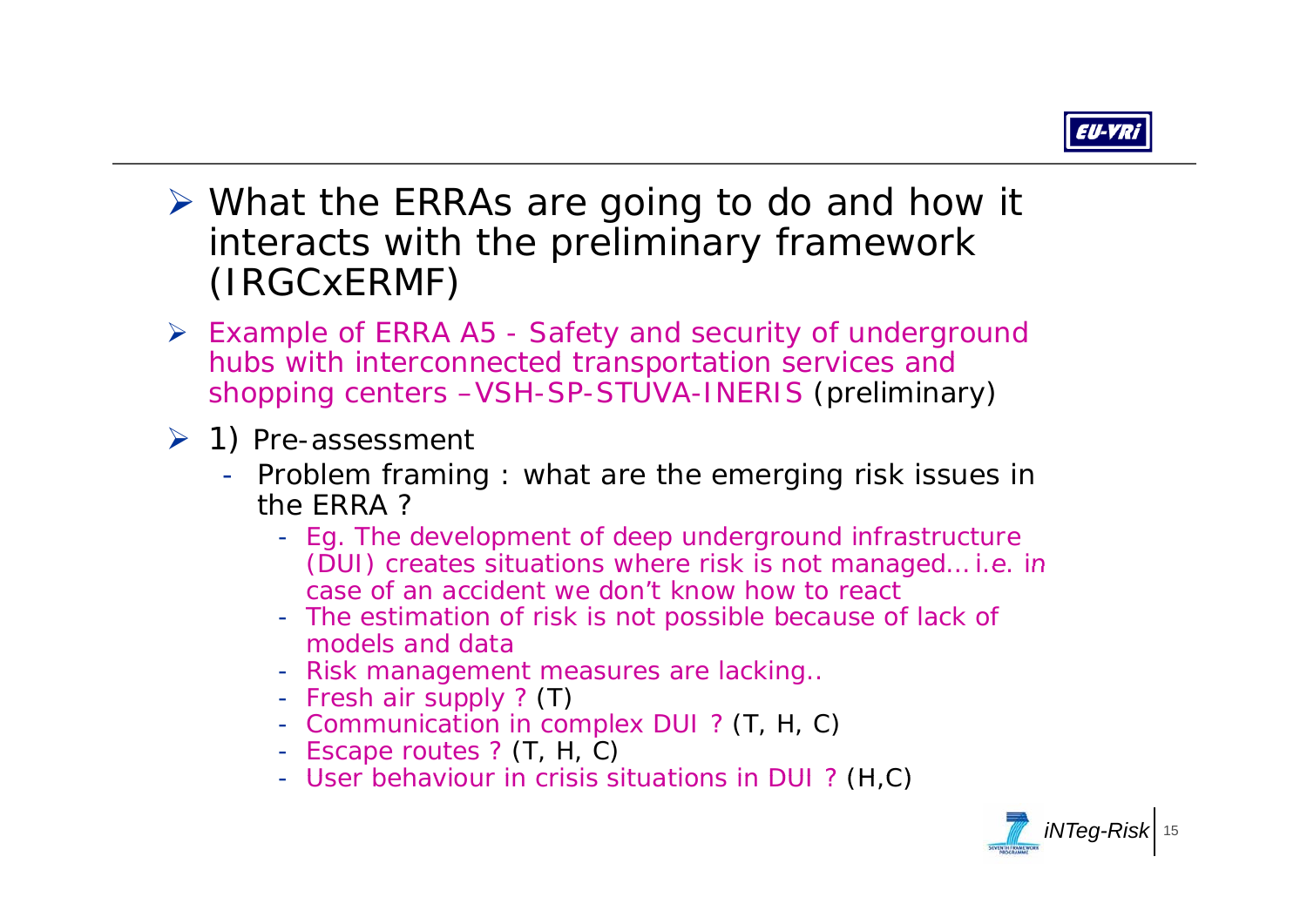- What the ERRAs are going to do and how it interacts with the preliminary framework (IRGCxERMF)
- Example of ERRA A5 - Safety and security of underground hubs with interconnected transportation services and shopping centers –VSH-SP-STUVA-INERIS (preliminary)
- 1) Pre-assessment
  - Problem framing : what are the emerging risk issues in the ERRA ?
    - Eg. The development of deep underground infrastructure (DUI) creates situations where risk is not managed… *i.e. in case of an accident we don't know how to react*
    - The estimation of risk is not possible because of lack of models and data
    - Risk management measures are lacking..
    - Fresh air supply ? (T)
    - Communication in complex DUI ? (T, H, C)
    - Escape routes ? (T, H, C)
    - User behaviour in crisis situations in DUI ? (H,C)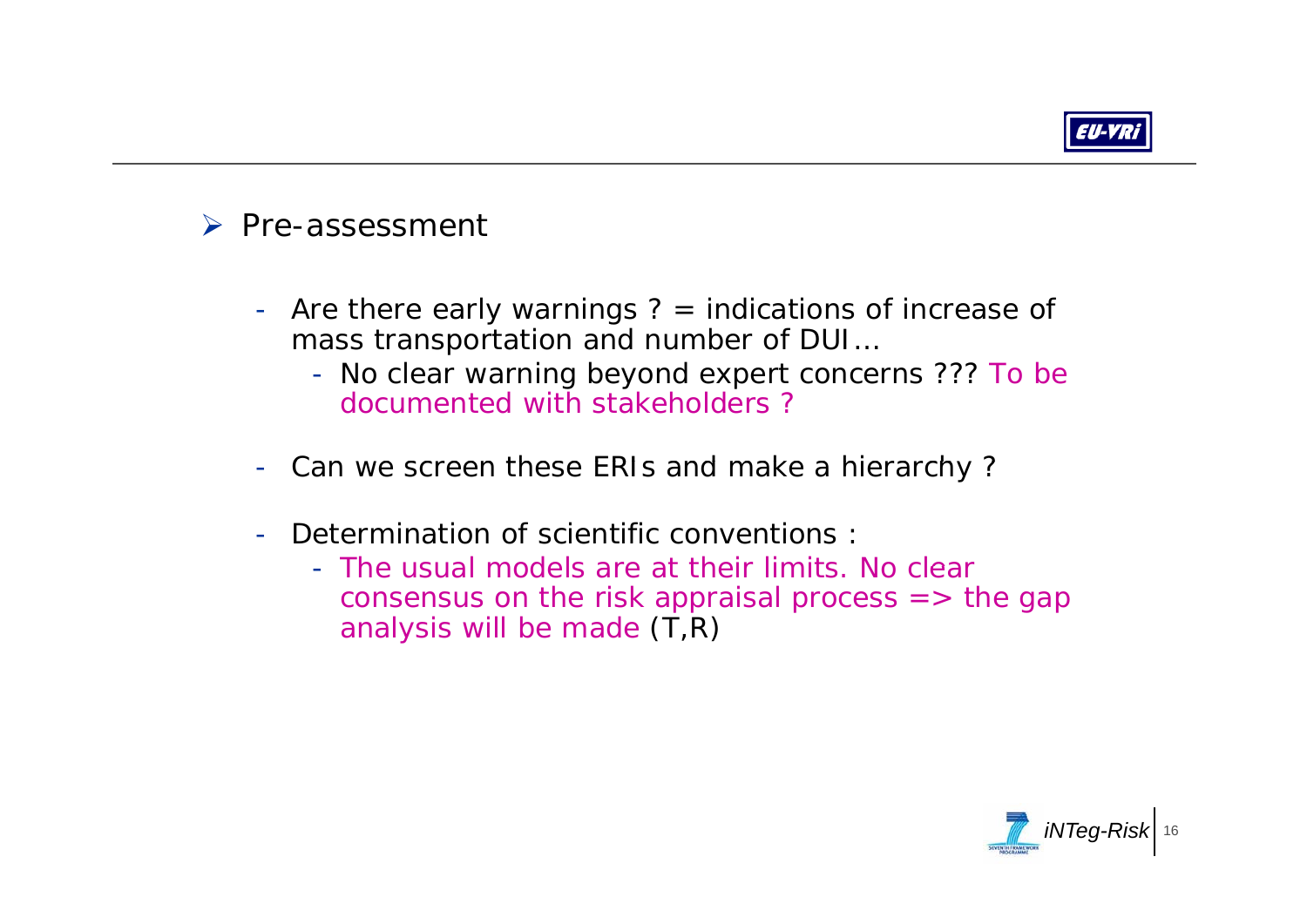- Pre-assessment
  - Are there early warnings ? = indications of increase of mass transportation and number of DUI…
    - No clear warning beyond expert concerns ??? To be documented with stakeholders ?
  - Can we screen these ERIs and make a hierarchy ?
  - Determination of scientific conventions :
    - The usual models are at their limits. No clear consensus on the risk appraisal process => the gap analysis will be made (T,R)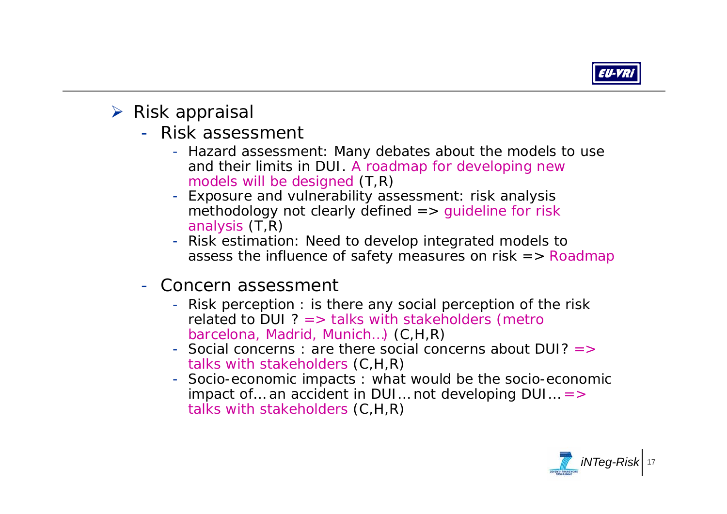- Risk appraisal
  - Risk assessment
    - Hazard assessment: Many debates about the models to use and their limits in DUI. A roadmap for developing new models will be designed (T,R)
    - Exposure and vulnerability assessment: risk analysis methodology not clearly defined => guideline for risk analysis (T,R)
    - Risk estimation: Need to develop integrated models to assess the influence of safety measures on risk => Roadmap
  - Concern assessment
    - Risk perception : is there any social perception of the risk related to DUI ? => talks with stakeholders (metro barcelona, Madrid, Munich…) (C,H,R)
    - Social concerns : are there social concerns about DUI? => talks with stakeholders (C,H,R)
    - Socio-economic impacts : what would be the socio-economic impact of… an accident in DUI… not developing DUI… => talks with stakeholders (C,H,R)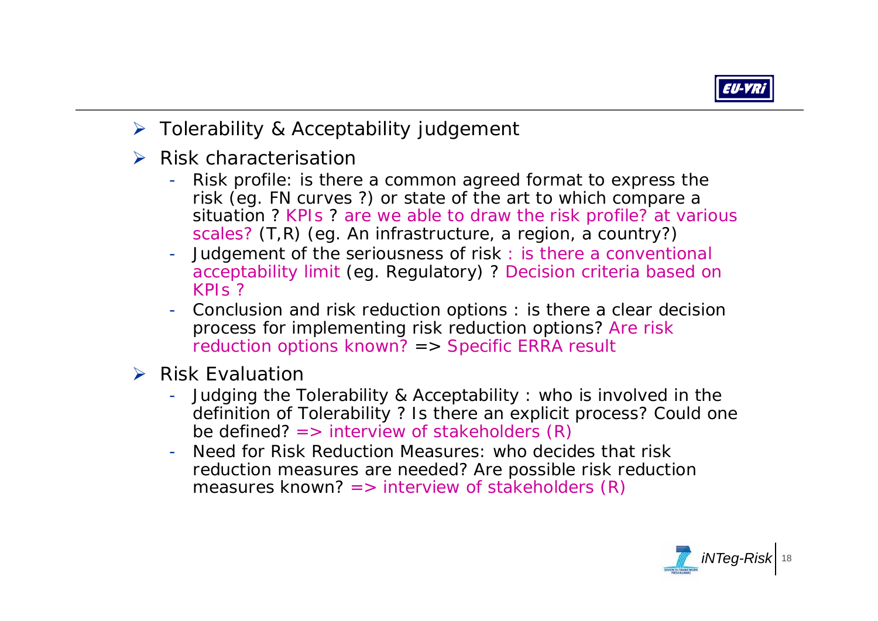- Tolerability & Acceptability judgement
- Risk characterisation
  - Risk profile: is there a common agreed format to express the risk (eg. FN curves ?) or state of the art to which compare a situation ? KPIs ? are we able to draw the risk profile? at various scales? (T,R) (eg. An infrastructure, a region, a country?)
  - Judgement of the seriousness of risk : is there a conventional acceptability limit (eg. Regulatory) ? Decision criteria based on KPIs ?
  - Conclusion and risk reduction options : is there a clear decision process for implementing risk reduction options? Are risk reduction options known? => Specific ERRA result
- Risk Evaluation
  - Judging the Tolerability & Acceptability : who is involved in the definition of Tolerability ? Is there an explicit process? Could one be defined? => interview of stakeholders (R)
  - Need for Risk Reduction Measures: who decides that risk reduction measures are needed? Are possible risk reduction measures known? => interview of stakeholders (R)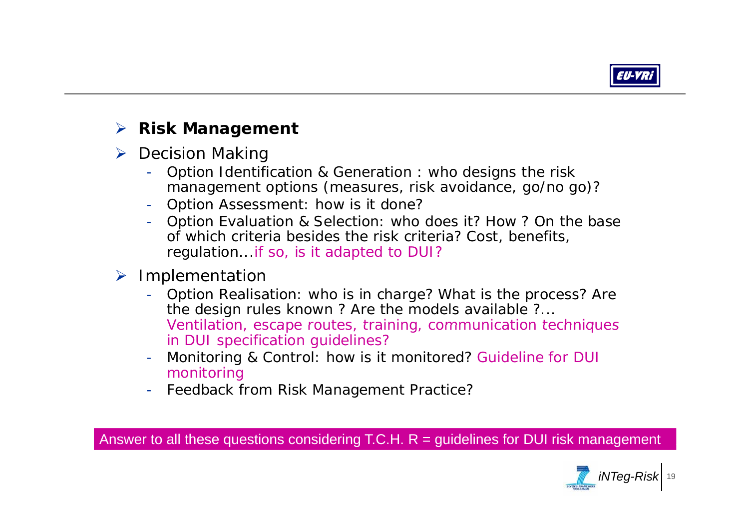- **Risk Management**
- Decision Making
  - Option Identification & Generation : who designs the risk management options (measures, risk avoidance, go/no go)?
  - Option Assessment: how is it done?
  - Option Evaluation & Selection: who does it? How ? On the base of which criteria besides the risk criteria? Cost, benefits, regulation...if so, is it adapted to DUI?
- Implementation
  - Option Realisation: who is in charge? What is the process? Are the design rules known ? Are the models available ?... Ventilation, escape routes, training, communication techniques in DUI specification guidelines?
  - Monitoring & Control: how is it monitored? Guideline for DUI monitoring
  - Feedback from Risk Management Practice?

Answer to all these questions considering T.C.H. R = guidelines for DUI risk management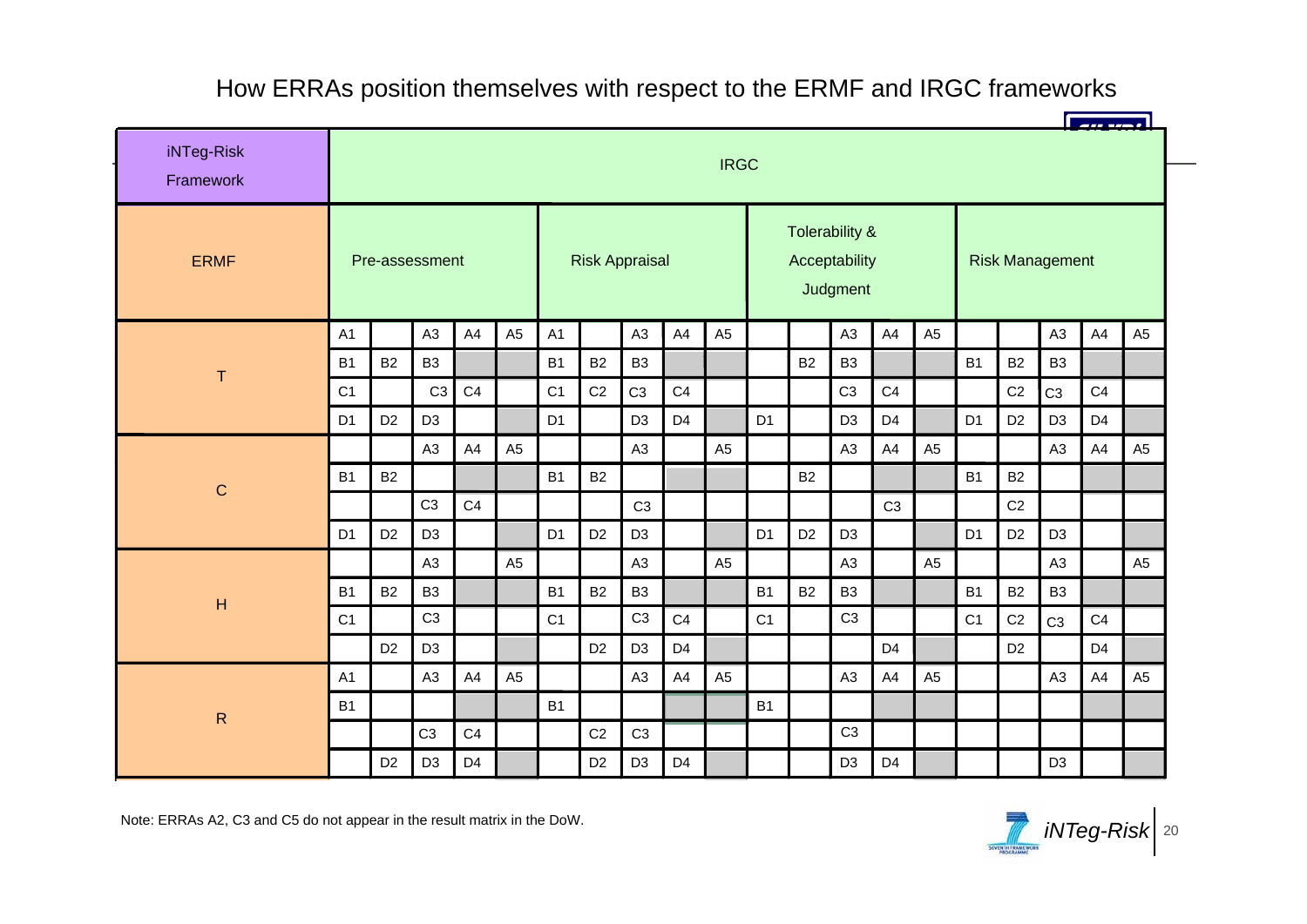# How ERRAs position themselves with respect to the ERMF and IRGC frameworks

| iNTeg-Risk Framework | IRGC | | | | | | | | | | | | | | | | | | | |
|---|---|---|---|---|---|---|---|---|---|---|---|---|---|---|---|---|---|---|---|---|
| ERMF | Pre-assessment | | | | | Risk Appraisal | | | | | Tolerability & Acceptability Judgment | | | | | Risk Management | | | | |
| T | A1 | | A3 | A4 | A5 | A1 | | A3 | A4 | A5 | | | A3 | A4 | A5 | | | A3 | A4 | A5 |
| | B1 | B2 | B3 | | | B1 | B2 | B3 | | | | B2 | B3 | | | B1 | B2 | B3 | | |
| | C1 | | C3 | C4 | | C1 | C2 | C3 | C4 | | | | C3 | C4 | | | C2 | C3 | C4 | |
| | D1 | D2 | D3 | | | D1 | | D3 | D4 | | D1 | | D3 | D4 | | D1 | D2 | D3 | D4 | |
| C | | | A3 | A4 | A5 | | | A3 | | A5 | | | A3 | A4 | A5 | | | A3 | A4 | A5 |
| | B1 | B2 | | | | B1 | B2 | | | | | B2 | | | | B1 | B2 | | | |
| | | | C3 | C4 | | | | C3 | | | | | | C3 | | | C2 | | | |
| | D1 | D2 | D3 | | | D1 | D2 | D3 | | | D1 | D2 | D3 | | | D1 | D2 | D3 | | |
| H | | | A3 | | A5 | | | A3 | | A5 | | | A3 | | A5 | | | A3 | | A5 |
| | B1 | B2 | B3 | | | B1 | B2 | B3 | | | B1 | B2 | B3 | | | B1 | B2 | B3 | | |
| | C1 | | C3 | | | C1 | | C3 | C4 | | C1 | | C3 | | | C1 | C2 | C3 | C4 | |
| | | D2 | D3 | | | | D2 | D3 | D4 | | | | | D4 | | | D2 | | D4 | |
| R | A1 | | A3 | A4 | A5 | | | A3 | A4 | A5 | | | A3 | A4 | A5 | | | A3 | A4 | A5 |
| | B1 | | | | | B1 | | | | | B1 | | | | | | | | | |
| | | | C3 | C4 | | | C2 | C3 | | | | | C3 | | | | | | | |
| | | D2 | D3 | D4 | | | D2 | D3 | D4 | | | | D3 | D4 | | | | D3 | | |

Note: ERRAs A2, C3 and C5 do not appear in the result matrix in the DoW.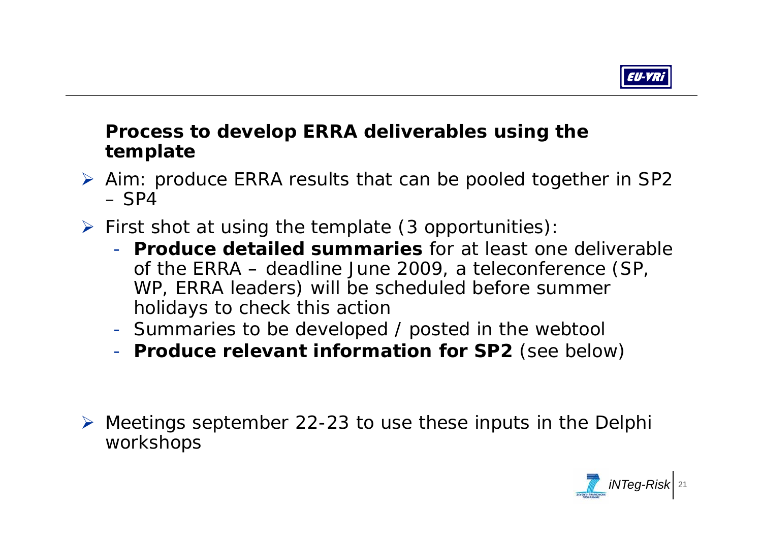## Process to develop ERRA deliverables using the template

- Aim: produce ERRA results that can be pooled together in SP2 – SP4
- First shot at using the template (3 opportunities):
  - **Produce detailed summaries** for at least one deliverable of the ERRA – deadline June 2009, a teleconference (SP, WP, ERRA leaders) will be scheduled before summer holidays to check this action
  - Summaries to be developed / posted in the webtool
  - **Produce relevant information for SP2** (see below)

- Meetings september 22-23 to use these inputs in the Delphi workshops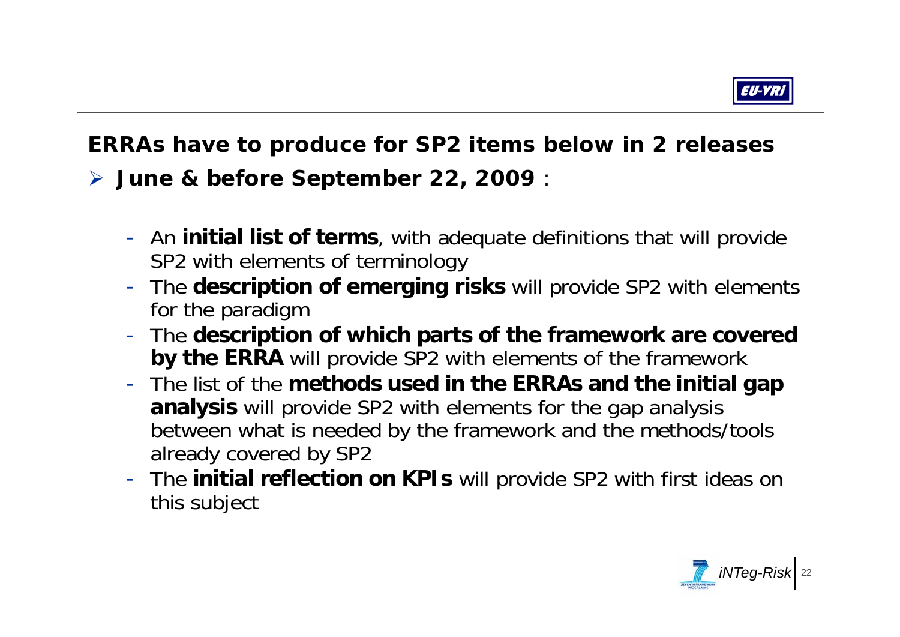## ERRAs have to produce for SP2 items below in 2 releases

- **June & before September 22, 2009** :

  - An **initial list of terms**, with adequate definitions that will provide SP2 with elements of terminology
  - The **description of emerging risks** will provide SP2 with elements for the paradigm
  - The **description of which parts of the framework are covered by the ERRA** will provide SP2 with elements of the framework
  - The list of the **methods used in the ERRAs and the initial gap analysis** will provide SP2 with elements for the gap analysis between what is needed by the framework and the methods/tools already covered by SP2
  - The **initial reflection on KPIs** will provide SP2 with first ideas on this subject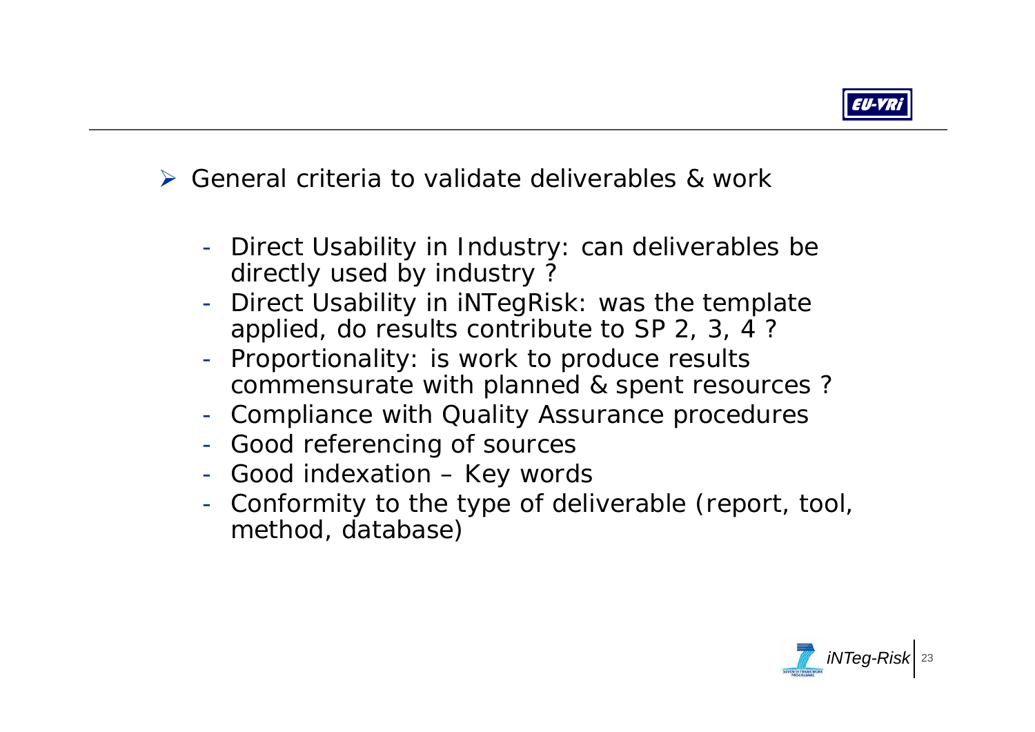- General criteria to validate deliverables & work

  - Direct Usability in Industry: can deliverables be directly used by industry ?
  - Direct Usability in iNTegRisk: was the template applied, do results contribute to SP 2, 3, 4 ?
  - Proportionality: is work to produce results commensurate with planned & spent resources ?
  - Compliance with Quality Assurance procedures
  - Good referencing of sources
  - Good indexation – Key words
  - Conformity to the type of deliverable (report, tool, method, database)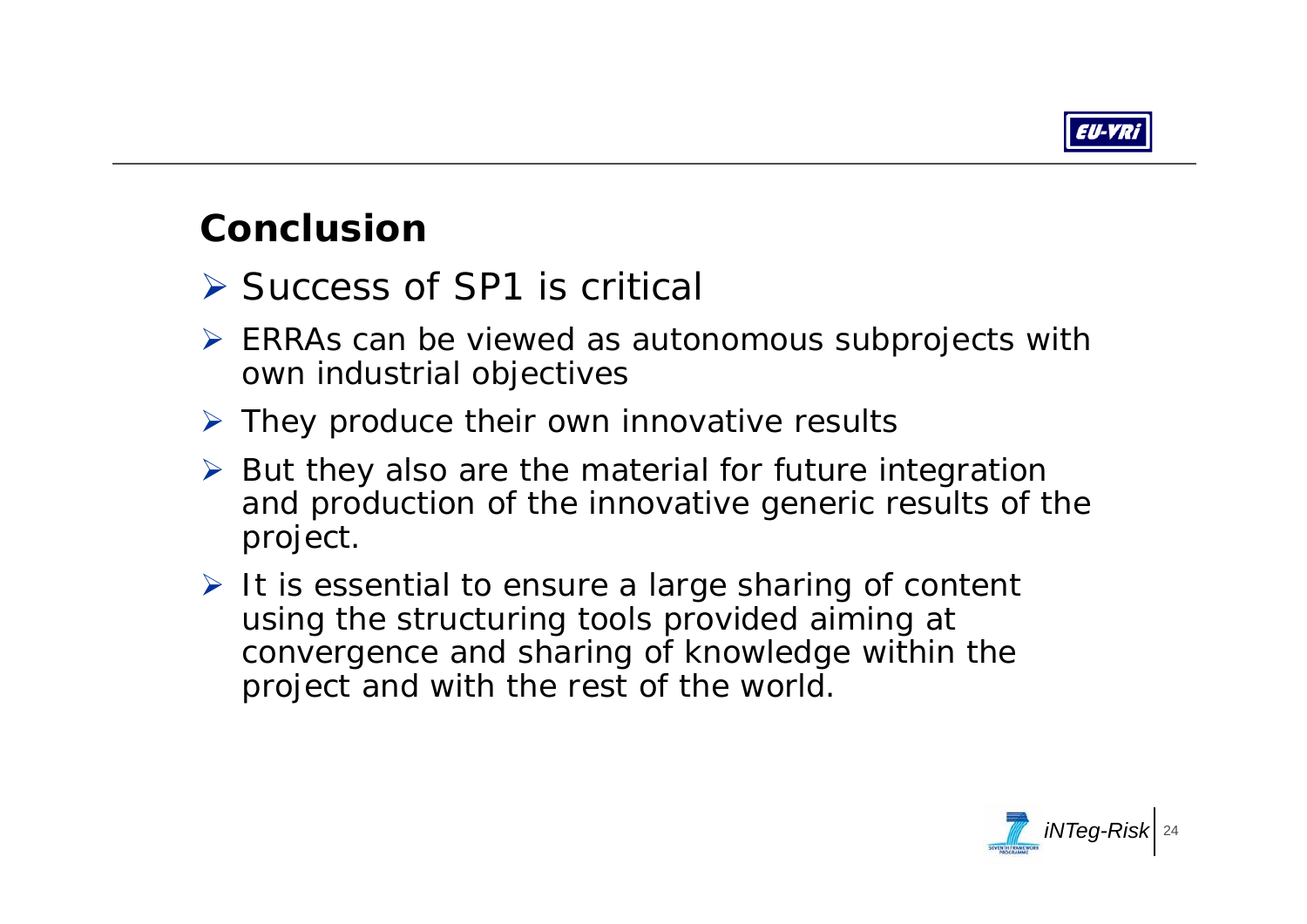## Conclusion

- Success of SP1 is critical
- ERRAs can be viewed as autonomous subprojects with own industrial objectives
- They produce their own innovative results
- But they also are the material for future integration and production of the innovative generic results of the project.
- It is essential to ensure a large sharing of content using the structuring tools provided aiming at convergence and sharing of knowledge within the project and with the rest of the world.